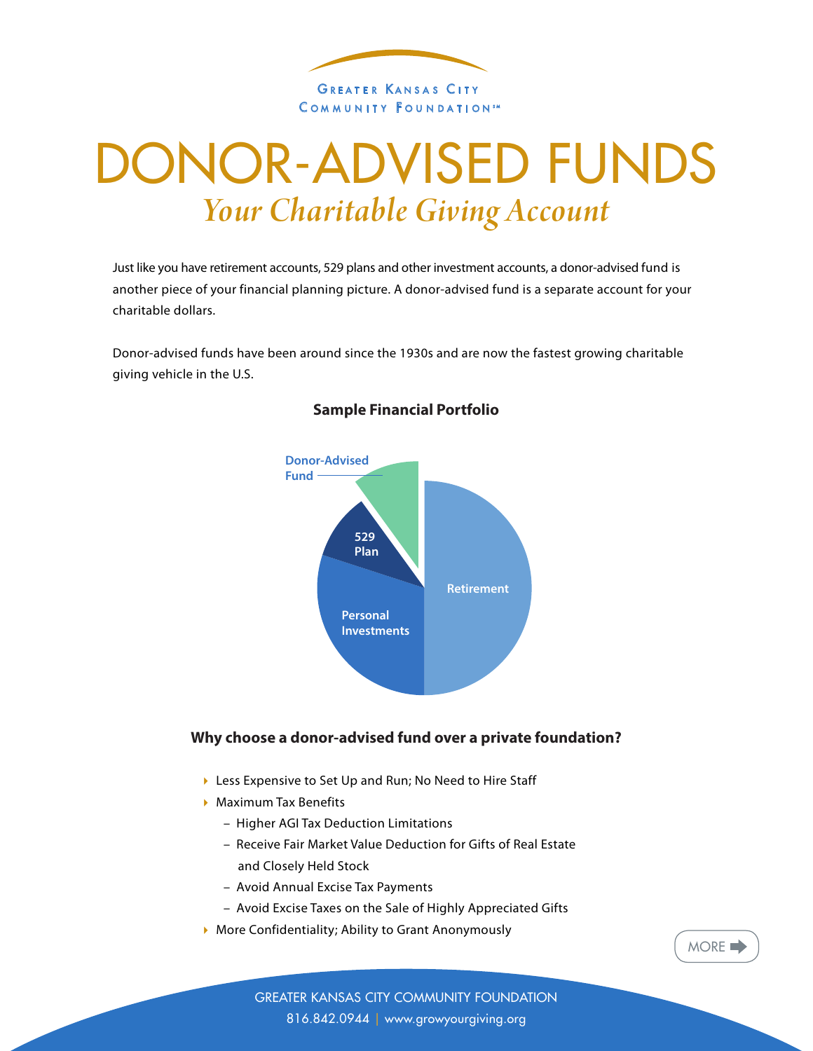GREATER KANSAS CITY
COMMUNITY FOUNDATION℠

# DONOR-ADVISED FUNDS

## *Your Charitable Giving Account*

Just like you have retirement accounts, 529 plans and other investment accounts, a donor-advised fund is another piece of your financial planning picture. A donor-advised fund is a separate account for your charitable dollars.

Donor-advised funds have been around since the 1930s and are now the fastest growing charitable giving vehicle in the U.S.

**Sample Financial Portfolio**

Donor-Advised Fund

529 Plan

Retirement

Personal Investments

### Why choose a donor-advised fund over a private foundation?

- Less Expensive to Set Up and Run; No Need to Hire Staff
- Maximum Tax Benefits
  - Higher AGI Tax Deduction Limitations
  - Receive Fair Market Value Deduction for Gifts of Real Estate and Closely Held Stock
  - Avoid Annual Excise Tax Payments
  - Avoid Excise Taxes on the Sale of Highly Appreciated Gifts
- More Confidentiality; Ability to Grant Anonymously

MORE

GREATER KANSAS CITY COMMUNITY FOUNDATION
816.842.0944 | www.growyourgiving.org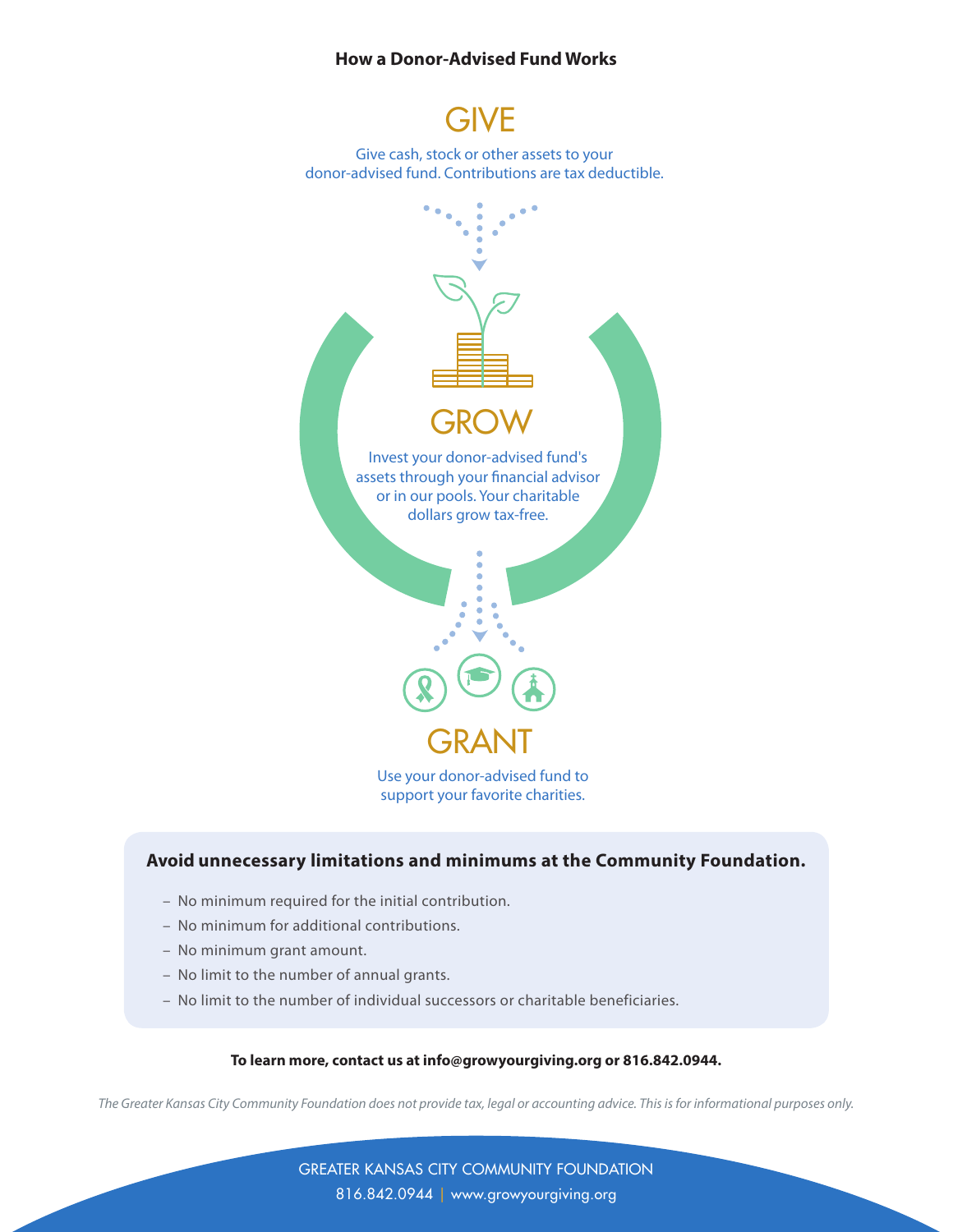## How a Donor-Advised Fund Works

### GIVE

Give cash, stock or other assets to your donor-advised fund. Contributions are tax deductible.

### GROW

Invest your donor-advised fund's assets through your financial advisor or in our pools. Your charitable dollars grow tax-free.

### GRANT

Use your donor-advised fund to support your favorite charities.

**Avoid unnecessary limitations and minimums at the Community Foundation.**

- No minimum required for the initial contribution.
- No minimum for additional contributions.
- No minimum grant amount.
- No limit to the number of annual grants.
- No limit to the number of individual successors or charitable beneficiaries.

**To learn more, contact us at info@growyourgiving.org or 816.842.0944.**

*The Greater Kansas City Community Foundation does not provide tax, legal or accounting advice. This is for informational purposes only.*

GREATER KANSAS CITY COMMUNITY FOUNDATION
816.842.0944 | www.growyourgiving.org